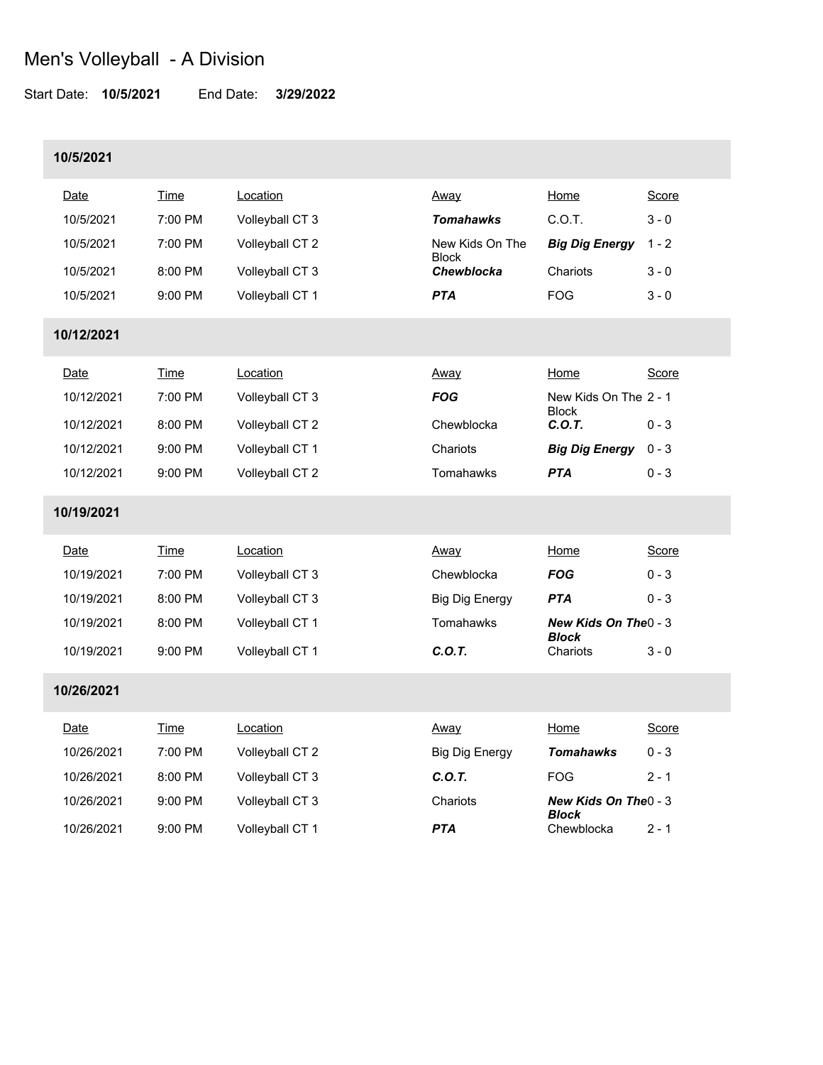# Men's Volleyball - A Division

Start Date: **10/5/2021** End Date: **3/29/2022**

## 10/5/2021

| Date | Time | Location | Away | Home | Score |
|---|---|---|---|---|---|
| 10/5/2021 | 7:00 PM | Volleyball CT 3 | ***Tomahawks*** | C.O.T. | 3 - 0 |
| 10/5/2021 | 7:00 PM | Volleyball CT 2 | New Kids On The Block | ***Big Dig Energy*** | 1 - 2 |
| 10/5/2021 | 8:00 PM | Volleyball CT 3 | ***Chewblocka*** | Chariots | 3 - 0 |
| 10/5/2021 | 9:00 PM | Volleyball CT 1 | ***PTA*** | FOG | 3 - 0 |

## 10/12/2021

| Date | Time | Location | Away | Home | Score |
|---|---|---|---|---|---|
| 10/12/2021 | 7:00 PM | Volleyball CT 3 | ***FOG*** | New Kids On The Block | 2 - 1 |
| 10/12/2021 | 8:00 PM | Volleyball CT 2 | Chewblocka | ***C.O.T.*** | 0 - 3 |
| 10/12/2021 | 9:00 PM | Volleyball CT 1 | Chariots | ***Big Dig Energy*** | 0 - 3 |
| 10/12/2021 | 9:00 PM | Volleyball CT 2 | Tomahawks | ***PTA*** | 0 - 3 |

## 10/19/2021

| Date | Time | Location | Away | Home | Score |
|---|---|---|---|---|---|
| 10/19/2021 | 7:00 PM | Volleyball CT 3 | Chewblocka | ***FOG*** | 0 - 3 |
| 10/19/2021 | 8:00 PM | Volleyball CT 3 | Big Dig Energy | ***PTA*** | 0 - 3 |
| 10/19/2021 | 8:00 PM | Volleyball CT 1 | Tomahawks | ***New Kids On The Block*** | 0 - 3 |
| 10/19/2021 | 9:00 PM | Volleyball CT 1 | ***C.O.T.*** | Chariots | 3 - 0 |

## 10/26/2021

| Date | Time | Location | Away | Home | Score |
|---|---|---|---|---|---|
| 10/26/2021 | 7:00 PM | Volleyball CT 2 | Big Dig Energy | ***Tomahawks*** | 0 - 3 |
| 10/26/2021 | 8:00 PM | Volleyball CT 3 | ***C.O.T.*** | FOG | 2 - 1 |
| 10/26/2021 | 9:00 PM | Volleyball CT 3 | Chariots | ***New Kids On The Block*** | 0 - 3 |
| 10/26/2021 | 9:00 PM | Volleyball CT 1 | ***PTA*** | Chewblocka | 2 - 1 |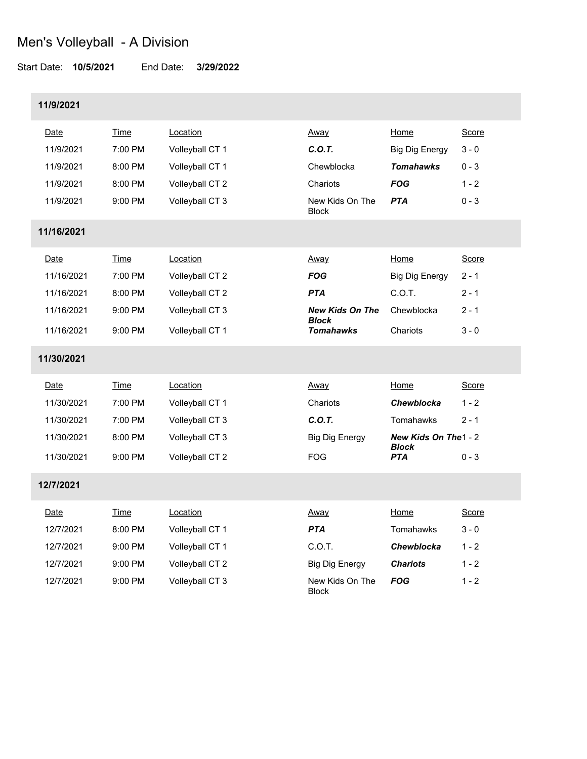# Men's Volleyball - A Division

Start Date: **10/5/2021** End Date: **3/29/2022**

### 11/9/2021

| Date | Time | Location | Away | Home | Score |
|---|---|---|---|---|---|
| 11/9/2021 | 7:00 PM | Volleyball CT 1 | ***C.O.T.*** | Big Dig Energy | 3 - 0 |
| 11/9/2021 | 8:00 PM | Volleyball CT 1 | Chewblocka | ***Tomahawks*** | 0 - 3 |
| 11/9/2021 | 8:00 PM | Volleyball CT 2 | Chariots | ***FOG*** | 1 - 2 |
| 11/9/2021 | 9:00 PM | Volleyball CT 3 | New Kids On The Block | ***PTA*** | 0 - 3 |

### 11/16/2021

| Date | Time | Location | Away | Home | Score |
|---|---|---|---|---|---|
| 11/16/2021 | 7:00 PM | Volleyball CT 2 | ***FOG*** | Big Dig Energy | 2 - 1 |
| 11/16/2021 | 8:00 PM | Volleyball CT 2 | ***PTA*** | C.O.T. | 2 - 1 |
| 11/16/2021 | 9:00 PM | Volleyball CT 3 | ***New Kids On The Block*** | Chewblocka | 2 - 1 |
| 11/16/2021 | 9:00 PM | Volleyball CT 1 | ***Tomahawks*** | Chariots | 3 - 0 |

### 11/30/2021

| Date | Time | Location | Away | Home | Score |
|---|---|---|---|---|---|
| 11/30/2021 | 7:00 PM | Volleyball CT 1 | Chariots | ***Chewblocka*** | 1 - 2 |
| 11/30/2021 | 7:00 PM | Volleyball CT 3 | ***C.O.T.*** | Tomahawks | 2 - 1 |
| 11/30/2021 | 8:00 PM | Volleyball CT 3 | Big Dig Energy | ***New Kids On The Block*** | 1 - 2 |
| 11/30/2021 | 9:00 PM | Volleyball CT 2 | FOG | ***PTA*** | 0 - 3 |

### 12/7/2021

| Date | Time | Location | Away | Home | Score |
|---|---|---|---|---|---|
| 12/7/2021 | 8:00 PM | Volleyball CT 1 | ***PTA*** | Tomahawks | 3 - 0 |
| 12/7/2021 | 9:00 PM | Volleyball CT 1 | C.O.T. | ***Chewblocka*** | 1 - 2 |
| 12/7/2021 | 9:00 PM | Volleyball CT 2 | Big Dig Energy | ***Chariots*** | 1 - 2 |
| 12/7/2021 | 9:00 PM | Volleyball CT 3 | New Kids On The Block | ***FOG*** | 1 - 2 |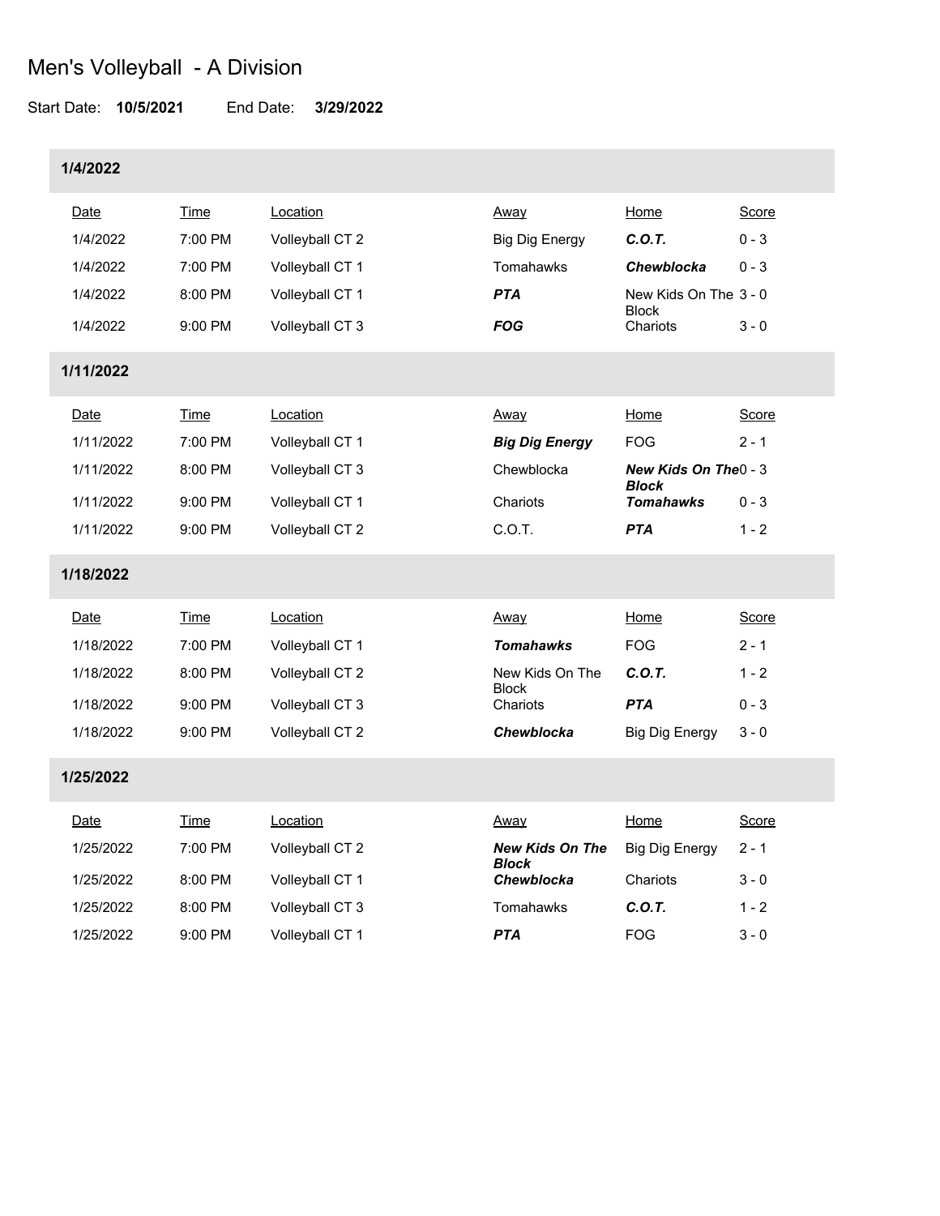# Men's Volleyball - A Division

Start Date: **10/5/2021** End Date: **3/29/2022**

## 1/4/2022

| Date | Time | Location | Away | Home | Score |
|---|---|---|---|---|---|
| 1/4/2022 | 7:00 PM | Volleyball CT 2 | Big Dig Energy | ***C.O.T.*** | 0 - 3 |
| 1/4/2022 | 7:00 PM | Volleyball CT 1 | Tomahawks | ***Chewblocka*** | 0 - 3 |
| 1/4/2022 | 8:00 PM | Volleyball CT 1 | ***PTA*** | New Kids On The Block | 3 - 0 |
| 1/4/2022 | 9:00 PM | Volleyball CT 3 | ***FOG*** | Chariots | 3 - 0 |

## 1/11/2022

| Date | Time | Location | Away | Home | Score |
|---|---|---|---|---|---|
| 1/11/2022 | 7:00 PM | Volleyball CT 1 | ***Big Dig Energy*** | FOG | 2 - 1 |
| 1/11/2022 | 8:00 PM | Volleyball CT 3 | Chewblocka | ***New Kids On The Block*** | 0 - 3 |
| 1/11/2022 | 9:00 PM | Volleyball CT 1 | Chariots | ***Tomahawks*** | 0 - 3 |
| 1/11/2022 | 9:00 PM | Volleyball CT 2 | C.O.T. | ***PTA*** | 1 - 2 |

## 1/18/2022

| Date | Time | Location | Away | Home | Score |
|---|---|---|---|---|---|
| 1/18/2022 | 7:00 PM | Volleyball CT 1 | ***Tomahawks*** | FOG | 2 - 1 |
| 1/18/2022 | 8:00 PM | Volleyball CT 2 | New Kids On The Block | ***C.O.T.*** | 1 - 2 |
| 1/18/2022 | 9:00 PM | Volleyball CT 3 | Chariots | ***PTA*** | 0 - 3 |
| 1/18/2022 | 9:00 PM | Volleyball CT 2 | ***Chewblocka*** | Big Dig Energy | 3 - 0 |

## 1/25/2022

| Date | Time | Location | Away | Home | Score |
|---|---|---|---|---|---|
| 1/25/2022 | 7:00 PM | Volleyball CT 2 | ***New Kids On The Block*** | Big Dig Energy | 2 - 1 |
| 1/25/2022 | 8:00 PM | Volleyball CT 1 | ***Chewblocka*** | Chariots | 3 - 0 |
| 1/25/2022 | 8:00 PM | Volleyball CT 3 | Tomahawks | ***C.O.T.*** | 1 - 2 |
| 1/25/2022 | 9:00 PM | Volleyball CT 1 | ***PTA*** | FOG | 3 - 0 |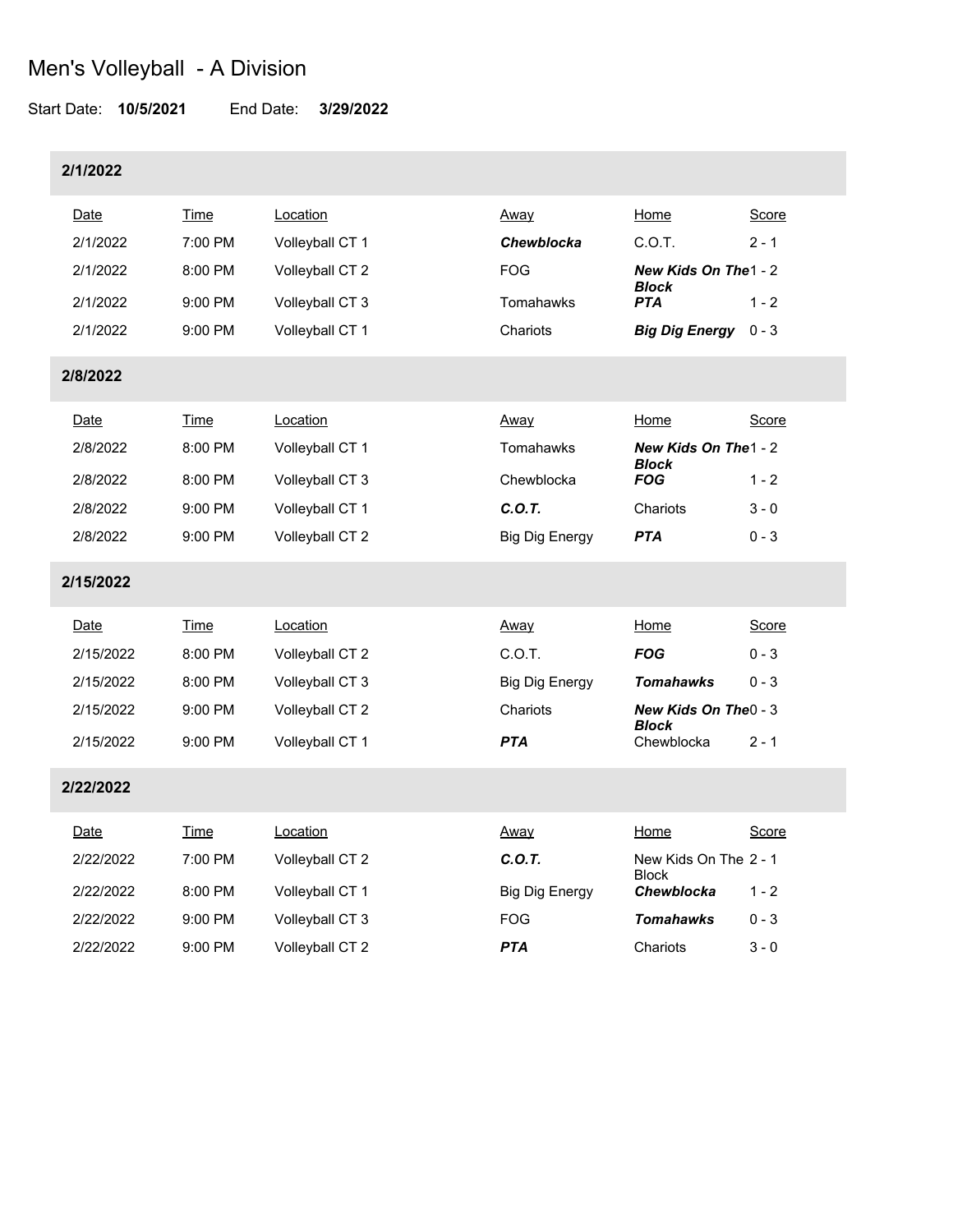# Men's Volleyball - A Division

Start Date: **10/5/2021** End Date: **3/29/2022**

## 2/1/2022

| Date | Time | Location | Away | Home | Score |
|---|---|---|---|---|---|
| 2/1/2022 | 7:00 PM | Volleyball CT 1 | ***Chewblocka*** | C.O.T. | 2 - 1 |
| 2/1/2022 | 8:00 PM | Volleyball CT 2 | FOG | ***New Kids On The Block*** | 1 - 2 |
| 2/1/2022 | 9:00 PM | Volleyball CT 3 | Tomahawks | ***PTA*** | 1 - 2 |
| 2/1/2022 | 9:00 PM | Volleyball CT 1 | Chariots | ***Big Dig Energy*** | 0 - 3 |

## 2/8/2022

| Date | Time | Location | Away | Home | Score |
|---|---|---|---|---|---|
| 2/8/2022 | 8:00 PM | Volleyball CT 1 | Tomahawks | ***New Kids On The Block*** | 1 - 2 |
| 2/8/2022 | 8:00 PM | Volleyball CT 3 | Chewblocka | ***FOG*** | 1 - 2 |
| 2/8/2022 | 9:00 PM | Volleyball CT 1 | ***C.O.T.*** | Chariots | 3 - 0 |
| 2/8/2022 | 9:00 PM | Volleyball CT 2 | Big Dig Energy | ***PTA*** | 0 - 3 |

## 2/15/2022

| Date | Time | Location | Away | Home | Score |
|---|---|---|---|---|---|
| 2/15/2022 | 8:00 PM | Volleyball CT 2 | C.O.T. | ***FOG*** | 0 - 3 |
| 2/15/2022 | 8:00 PM | Volleyball CT 3 | Big Dig Energy | ***Tomahawks*** | 0 - 3 |
| 2/15/2022 | 9:00 PM | Volleyball CT 2 | Chariots | ***New Kids On The Block*** | 0 - 3 |
| 2/15/2022 | 9:00 PM | Volleyball CT 1 | ***PTA*** | Chewblocka | 2 - 1 |

## 2/22/2022

| Date | Time | Location | Away | Home | Score |
|---|---|---|---|---|---|
| 2/22/2022 | 7:00 PM | Volleyball CT 2 | ***C.O.T.*** | New Kids On The Block | 2 - 1 |
| 2/22/2022 | 8:00 PM | Volleyball CT 1 | Big Dig Energy | ***Chewblocka*** | 1 - 2 |
| 2/22/2022 | 9:00 PM | Volleyball CT 3 | FOG | ***Tomahawks*** | 0 - 3 |
| 2/22/2022 | 9:00 PM | Volleyball CT 2 | ***PTA*** | Chariots | 3 - 0 |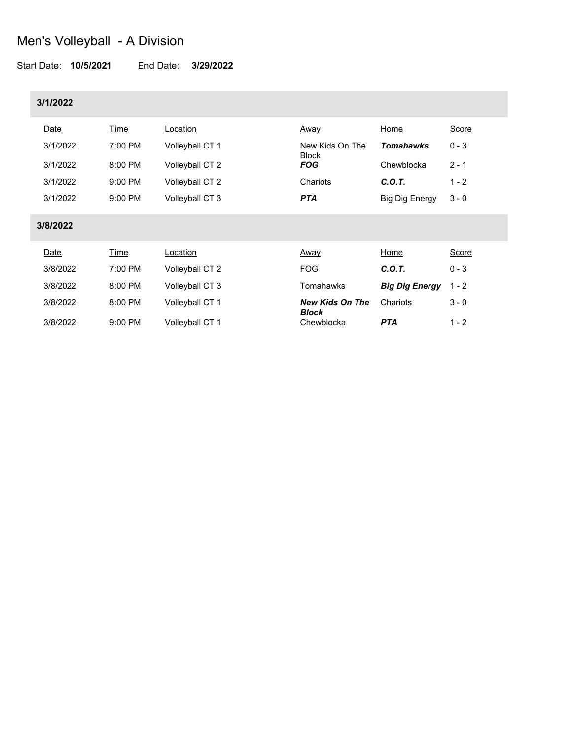# Men's Volleyball - A Division

Start Date: **10/5/2021** End Date: **3/29/2022**

### 3/1/2022

| Date | Time | Location | Away | Home | Score |
|---|---|---|---|---|---|
| 3/1/2022 | 7:00 PM | Volleyball CT 1 | New Kids On The Block | ***Tomahawks*** | 0 - 3 |
| 3/1/2022 | 8:00 PM | Volleyball CT 2 | ***FOG*** | Chewblocka | 2 - 1 |
| 3/1/2022 | 9:00 PM | Volleyball CT 2 | Chariots | ***C.O.T.*** | 1 - 2 |
| 3/1/2022 | 9:00 PM | Volleyball CT 3 | ***PTA*** | Big Dig Energy | 3 - 0 |

### 3/8/2022

| Date | Time | Location | Away | Home | Score |
|---|---|---|---|---|---|
| 3/8/2022 | 7:00 PM | Volleyball CT 2 | FOG | ***C.O.T.*** | 0 - 3 |
| 3/8/2022 | 8:00 PM | Volleyball CT 3 | Tomahawks | ***Big Dig Energy*** | 1 - 2 |
| 3/8/2022 | 8:00 PM | Volleyball CT 1 | ***New Kids On The Block*** | Chariots | 3 - 0 |
| 3/8/2022 | 9:00 PM | Volleyball CT 1 | Chewblocka | ***PTA*** | 1 - 2 |